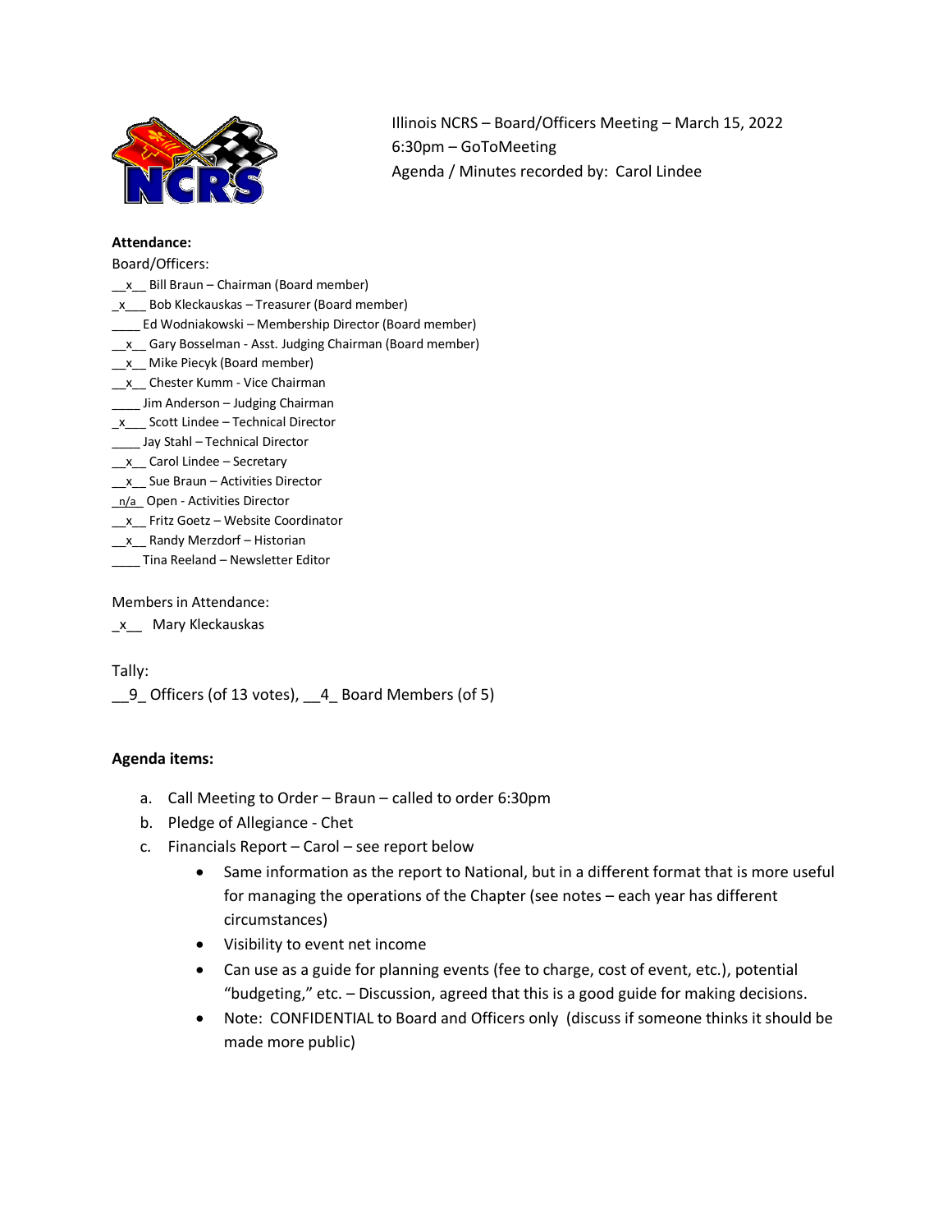Illinois NCRS – Board/Officers Meeting – March 15, 2022
6:30pm – GoToMeeting
Agenda / Minutes recorded by: Carol Lindee

**Attendance:**

Board/Officers:

__x__ Bill Braun – Chairman (Board member)
_x___ Bob Kleckauskas – Treasurer (Board member)
____ Ed Wodniakowski – Membership Director (Board member)
__x__ Gary Bosselman - Asst. Judging Chairman (Board member)
__x__ Mike Piecyk (Board member)
__x__ Chester Kumm - Vice Chairman
____ Jim Anderson – Judging Chairman
_x___ Scott Lindee – Technical Director
____ Jay Stahl – Technical Director
__x__ Carol Lindee – Secretary
__x__ Sue Braun – Activities Director
_n/a_ Open - Activities Director
__x__ Fritz Goetz – Website Coordinator
__x__ Randy Merzdorf – Historian
____ Tina Reeland – Newsletter Editor

Members in Attendance:

_x__ Mary Kleckauskas

Tally:

__9_ Officers (of 13 votes), __4_ Board Members (of 5)

**Agenda items:**

a. Call Meeting to Order – Braun – called to order 6:30pm
b. Pledge of Allegiance - Chet
c. Financials Report – Carol – see report below
   - Same information as the report to National, but in a different format that is more useful for managing the operations of the Chapter (see notes – each year has different circumstances)
   - Visibility to event net income
   - Can use as a guide for planning events (fee to charge, cost of event, etc.), potential "budgeting," etc. – Discussion, agreed that this is a good guide for making decisions.
   - Note: CONFIDENTIAL to Board and Officers only (discuss if someone thinks it should be made more public)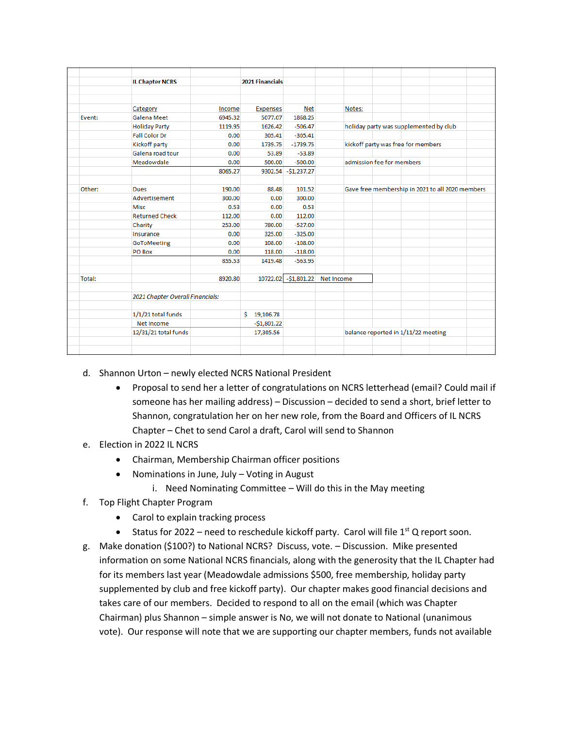| | IL Chapter NCRS | | 2021 Financials | | |
|---|---|---|---|---|---|
| | | | | | |
| | Category | Income | Expenses | Net | Notes: |
| Event: | Galena Meet | 6945.32 | 5077.07 | 1868.25 | |
| | Holiday Party | 1119.95 | 1626.42 | -506.47 | holiday party was supplemented by club |
| | Fall Color Dr | 0.00 | 305.41 | -305.41 | |
| | Kickoff party | 0.00 | 1739.75 | -1739.75 | kickoff party was free for members |
| | Galena road tour | 0.00 | 53.89 | -53.89 | |
| | Meadowdale | 0.00 | 500.00 | -500.00 | admission fee for members |
| | | 8065.27 | 9302.54 | -$1,237.27 | |
| Other: | Dues | 190.00 | 88.48 | 101.52 | Gave free membership in 2021 to all 2020 members |
| | Advertisement | 300.00 | 0.00 | 300.00 | |
| | Misc | 0.53 | 0.00 | 0.53 | |
| | Returned Check | 112.00 | 0.00 | 112.00 | |
| | Charity | 253.00 | 780.00 | -527.00 | |
| | Insurance | 0.00 | 325.00 | -325.00 | |
| | GoToMeeting | 0.00 | 108.00 | -108.00 | |
| | PO Box | 0.00 | 118.00 | -118.00 | |
| | | 855.53 | 1419.48 | -563.95 | |
| Total: | | 8920.80 | 10722.02 | -$1,801.22 | Net Income |
| | *2021 Chapter Overall Financials:* | | | | |
| | 1/1/21 total funds | | $ 19,106.78 | | |
| | Net Income | | -$1,801.22 | | |
| | 12/31/21 total funds | | 17,305.56 | | balance reported in 1/11/22 meeting |

d. Shannon Urton – newly elected NCRS National President
   - Proposal to send her a letter of congratulations on NCRS letterhead (email? Could mail if someone has her mailing address) – Discussion – decided to send a short, brief letter to Shannon, congratulation her on her new role, from the Board and Officers of IL NCRS Chapter – Chet to send Carol a draft, Carol will send to Shannon

e. Election in 2022 IL NCRS
   - Chairman, Membership Chairman officer positions
   - Nominations in June, July – Voting in August
      i. Need Nominating Committee – Will do this in the May meeting

f. Top Flight Chapter Program
   - Carol to explain tracking process
   - Status for 2022 – need to reschedule kickoff party. Carol will file 1st Q report soon.

g. Make donation ($100?) to National NCRS? Discuss, vote. – Discussion. Mike presented information on some National NCRS financials, along with the generosity that the IL Chapter had for its members last year (Meadowdale admissions $500, free membership, holiday party supplemented by club and free kickoff party). Our chapter makes good financial decisions and takes care of our members. Decided to respond to all on the email (which was Chapter Chairman) plus Shannon – simple answer is No, we will not donate to National (unanimous vote). Our response will note that we are supporting our chapter members, funds not available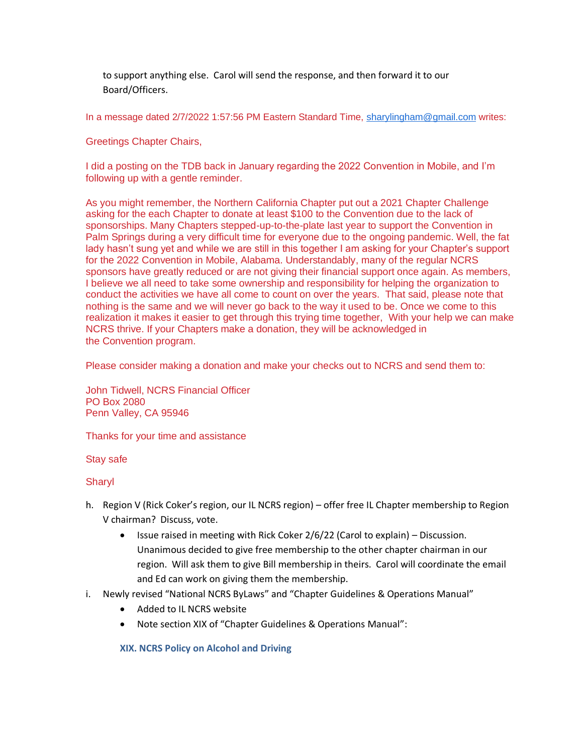to support anything else. Carol will send the response, and then forward it to our Board/Officers.

In a message dated 2/7/2022 1:57:56 PM Eastern Standard Time, sharylingham@gmail.com writes:

Greetings Chapter Chairs,

I did a posting on the TDB back in January regarding the 2022 Convention in Mobile, and I'm following up with a gentle reminder.

As you might remember, the Northern California Chapter put out a 2021 Chapter Challenge asking for the each Chapter to donate at least $100 to the Convention due to the lack of sponsorships. Many Chapters stepped-up-to-the-plate last year to support the Convention in Palm Springs during a very difficult time for everyone due to the ongoing pandemic. Well, the fat lady hasn't sung yet and while we are still in this together I am asking for your Chapter's support for the 2022 Convention in Mobile, Alabama. Understandably, many of the regular NCRS sponsors have greatly reduced or are not giving their financial support once again. As members, I believe we all need to take some ownership and responsibility for helping the organization to conduct the activities we have all come to count on over the years. That said, please note that nothing is the same and we will never go back to the way it used to be. Once we come to this realization it makes it easier to get through this trying time together, With your help we can make NCRS thrive. If your Chapters make a donation, they will be acknowledged in the Convention program.

Please consider making a donation and make your checks out to NCRS and send them to:

John Tidwell, NCRS Financial Officer
PO Box 2080
Penn Valley, CA 95946

Thanks for your time and assistance

Stay safe

Sharyl

h. Region V (Rick Coker's region, our IL NCRS region) – offer free IL Chapter membership to Region V chairman? Discuss, vote.
   - Issue raised in meeting with Rick Coker 2/6/22 (Carol to explain) – Discussion. Unanimous decided to give free membership to the other chapter chairman in our region. Will ask them to give Bill membership in theirs. Carol will coordinate the email and Ed can work on giving them the membership.

i. Newly revised "National NCRS ByLaws" and "Chapter Guidelines & Operations Manual"
   - Added to IL NCRS website
   - Note section XIX of "Chapter Guidelines & Operations Manual":

**XIX. NCRS Policy on Alcohol and Driving**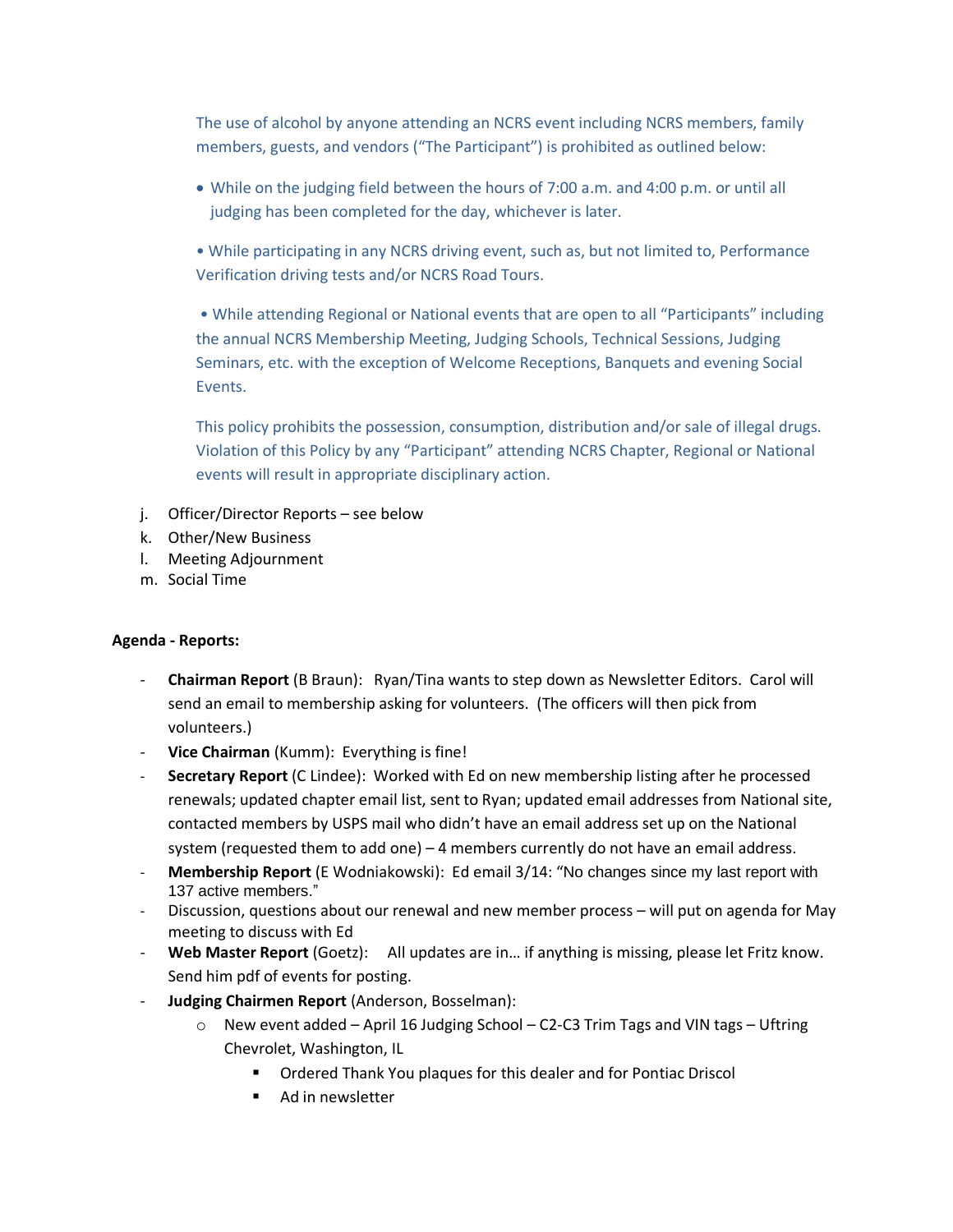The use of alcohol by anyone attending an NCRS event including NCRS members, family members, guests, and vendors ("The Participant") is prohibited as outlined below:

- While on the judging field between the hours of 7:00 a.m. and 4:00 p.m. or until all judging has been completed for the day, whichever is later.

- While participating in any NCRS driving event, such as, but not limited to, Performance Verification driving tests and/or NCRS Road Tours.

- While attending Regional or National events that are open to all "Participants" including the annual NCRS Membership Meeting, Judging Schools, Technical Sessions, Judging Seminars, etc. with the exception of Welcome Receptions, Banquets and evening Social Events.

This policy prohibits the possession, consumption, distribution and/or sale of illegal drugs. Violation of this Policy by any "Participant" attending NCRS Chapter, Regional or National events will result in appropriate disciplinary action.

j. Officer/Director Reports – see below
k. Other/New Business
l. Meeting Adjournment
m. Social Time

**Agenda - Reports:**

- **Chairman Report** (B Braun): Ryan/Tina wants to step down as Newsletter Editors. Carol will send an email to membership asking for volunteers. (The officers will then pick from volunteers.)
- **Vice Chairman** (Kumm): Everything is fine!
- **Secretary Report** (C Lindee): Worked with Ed on new membership listing after he processed renewals; updated chapter email list, sent to Ryan; updated email addresses from National site, contacted members by USPS mail who didn't have an email address set up on the National system (requested them to add one) – 4 members currently do not have an email address.
- **Membership Report** (E Wodniakowski): Ed email 3/14: "No changes since my last report with 137 active members."
- Discussion, questions about our renewal and new member process – will put on agenda for May meeting to discuss with Ed
- **Web Master Report** (Goetz): All updates are in… if anything is missing, please let Fritz know. Send him pdf of events for posting.
- **Judging Chairmen Report** (Anderson, Bosselman):
  - New event added – April 16 Judging School – C2-C3 Trim Tags and VIN tags – Uftring Chevrolet, Washington, IL
    - Ordered Thank You plaques for this dealer and for Pontiac Driscol
    - Ad in newsletter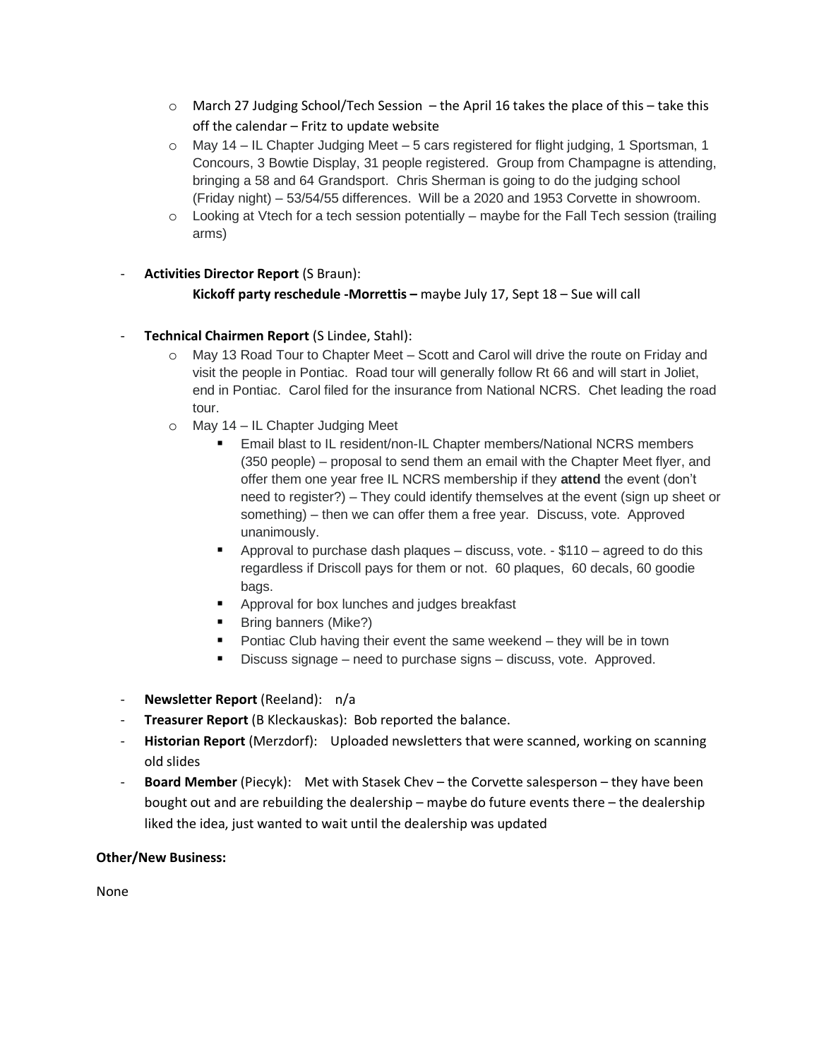- March 27 Judging School/Tech Session – the April 16 takes the place of this – take this off the calendar – Fritz to update website
  - May 14 – IL Chapter Judging Meet – 5 cars registered for flight judging, 1 Sportsman, 1 Concours, 3 Bowtie Display, 31 people registered. Group from Champagne is attending, bringing a 58 and 64 Grandsport. Chris Sherman is going to do the judging school (Friday night) – 53/54/55 differences. Will be a 2020 and 1953 Corvette in showroom.
  - Looking at Vtech for a tech session potentially – maybe for the Fall Tech session (trailing arms)

- **Activities Director Report** (S Braun):

  **Kickoff party reschedule -Morrettis –** maybe July 17, Sept 18 – Sue will call

- **Technical Chairmen Report** (S Lindee, Stahl):
  - May 13 Road Tour to Chapter Meet – Scott and Carol will drive the route on Friday and visit the people in Pontiac. Road tour will generally follow Rt 66 and will start in Joliet, end in Pontiac. Carol filed for the insurance from National NCRS. Chet leading the road tour.
  - May 14 – IL Chapter Judging Meet
    - Email blast to IL resident/non-IL Chapter members/National NCRS members (350 people) – proposal to send them an email with the Chapter Meet flyer, and offer them one year free IL NCRS membership if they **attend** the event (don't need to register?) – They could identify themselves at the event (sign up sheet or something) – then we can offer them a free year. Discuss, vote. Approved unanimously.
    - Approval to purchase dash plaques – discuss, vote. - $110 – agreed to do this regardless if Driscoll pays for them or not. 60 plaques, 60 decals, 60 goodie bags.
    - Approval for box lunches and judges breakfast
    - Bring banners (Mike?)
    - Pontiac Club having their event the same weekend – they will be in town
    - Discuss signage – need to purchase signs – discuss, vote. Approved.

- **Newsletter Report** (Reeland): n/a
- **Treasurer Report** (B Kleckauskas): Bob reported the balance.
- **Historian Report** (Merzdorf): Uploaded newsletters that were scanned, working on scanning old slides
- **Board Member** (Piecyk): Met with Stasek Chev – the Corvette salesperson – they have been bought out and are rebuilding the dealership – maybe do future events there – the dealership liked the idea, just wanted to wait until the dealership was updated

**Other/New Business:**

None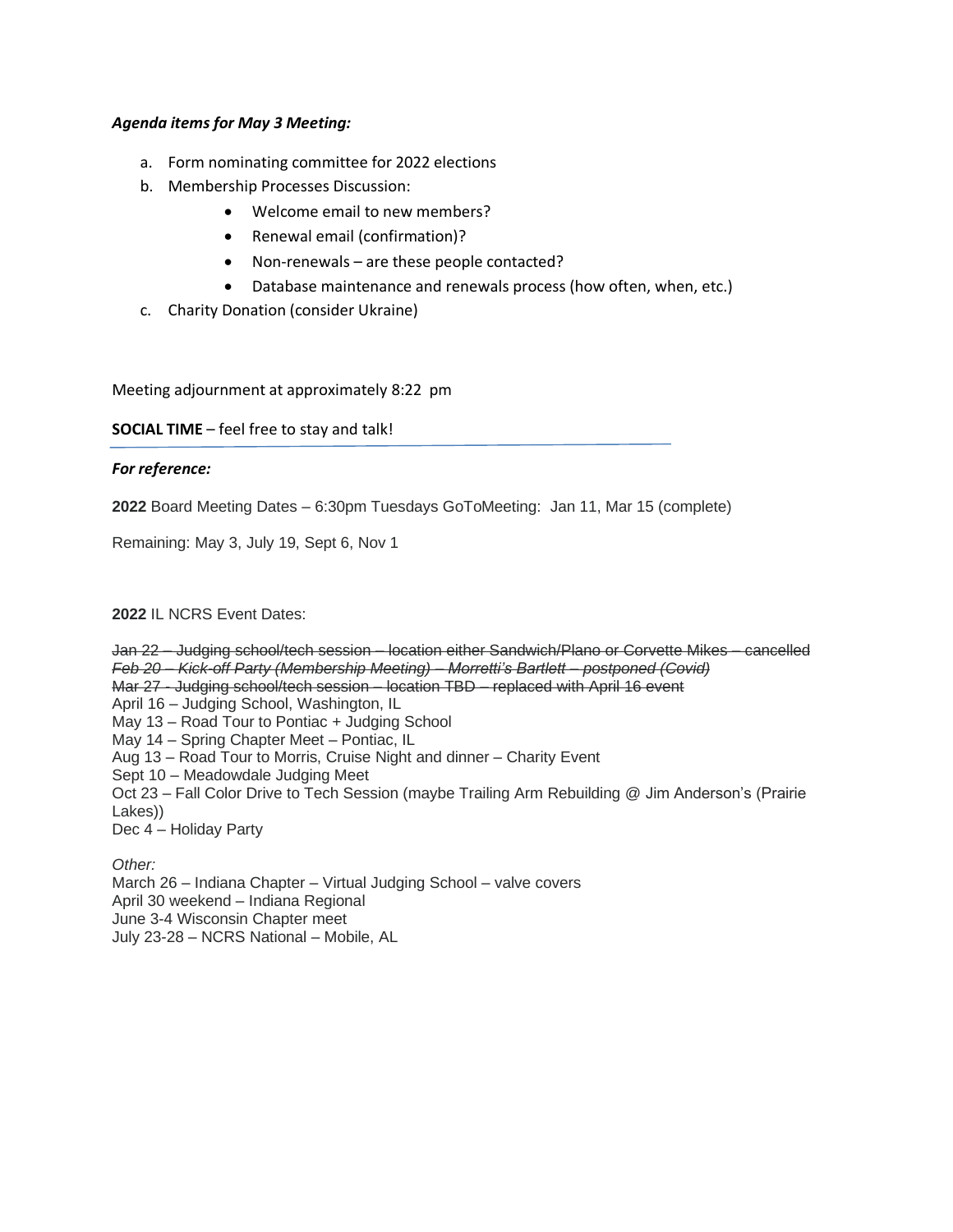***Agenda items for May 3 Meeting:***

a. Form nominating committee for 2022 elections
b. Membership Processes Discussion:
    - Welcome email to new members?
    - Renewal email (confirmation)?
    - Non-renewals – are these people contacted?
    - Database maintenance and renewals process (how often, when, etc.)
c. Charity Donation (consider Ukraine)

Meeting adjournment at approximately 8:22 pm

**SOCIAL TIME** – feel free to stay and talk!

---

***For reference:***

**2022** Board Meeting Dates – 6:30pm Tuesdays GoToMeeting: Jan 11, Mar 15 (complete)

Remaining: May 3, July 19, Sept 6, Nov 1

**2022** IL NCRS Event Dates:

~~Jan 22 – Judging school/tech session – location either Sandwich/Plano or Corvette Mikes – cancelled~~
~~*Feb 20 – Kick-off Party (Membership Meeting) – Morretti's Bartlett – postponed (Covid)*~~
~~Mar 27 - Judging school/tech session – location TBD – replaced with April 16 event~~
April 16 – Judging School, Washington, IL
May 13 – Road Tour to Pontiac + Judging School
May 14 – Spring Chapter Meet – Pontiac, IL
Aug 13 – Road Tour to Morris, Cruise Night and dinner – Charity Event
Sept 10 – Meadowdale Judging Meet
Oct 23 – Fall Color Drive to Tech Session (maybe Trailing Arm Rebuilding @ Jim Anderson's (Prairie Lakes))
Dec 4 – Holiday Party

*Other:*
March 26 – Indiana Chapter – Virtual Judging School – valve covers
April 30 weekend – Indiana Regional
June 3-4 Wisconsin Chapter meet
July 23-28 – NCRS National – Mobile, AL